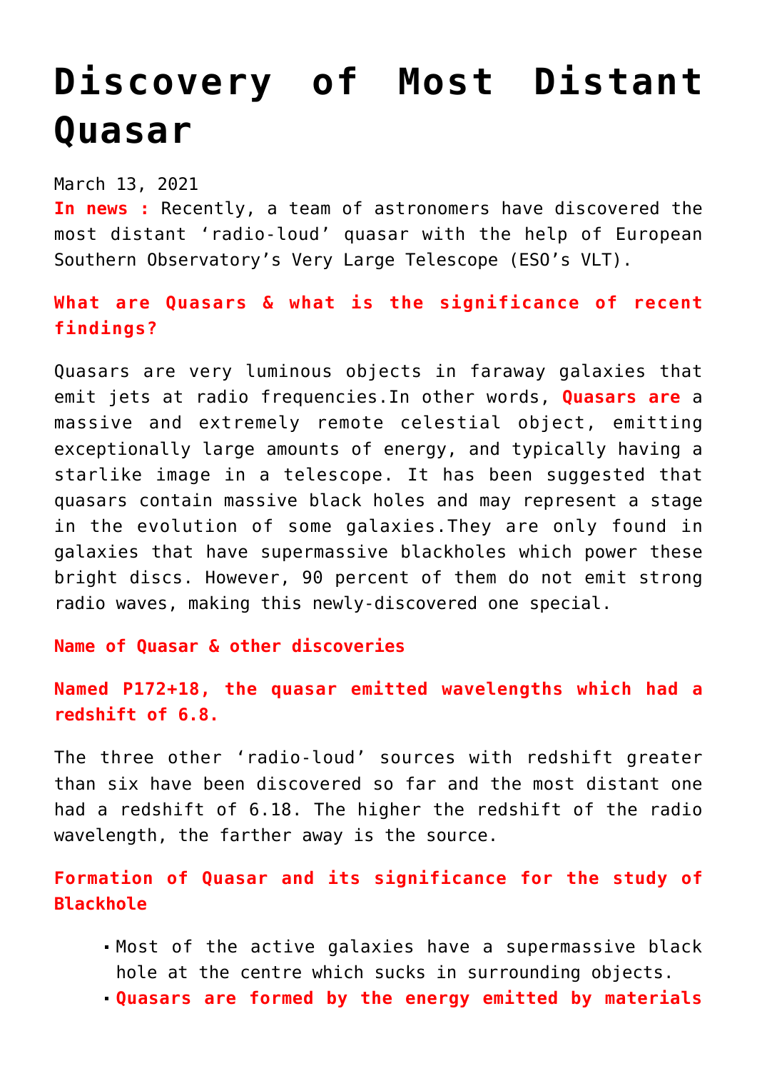# Discovery of Most Distant Quasar

March 13, 2021

**In news :** Recently, a team of astronomers have discovered the most distant 'radio-loud' quasar with the help of European Southern Observatory's Very Large Telescope (ESO's VLT).

### What are Quasars & what is the significance of recent findings?

Quasars are very luminous objects in faraway galaxies that emit jets at radio frequencies.In other words, **Quasars are** a massive and extremely remote celestial object, emitting exceptionally large amounts of energy, and typically having a starlike image in a telescope. It has been suggested that quasars contain massive black holes and may represent a stage in the evolution of some galaxies.They are only found in galaxies that have supermassive blackholes which power these bright discs. However, 90 percent of them do not emit strong radio waves, making this newly-discovered one special.

### Name of Quasar & other discoveries

### Named P172+18, the quasar emitted wavelengths which had a redshift of 6.8.

The three other 'radio-loud' sources with redshift greater than six have been discovered so far and the most distant one had a redshift of 6.18. The higher the redshift of the radio wavelength, the farther away is the source.

### Formation of Quasar and its significance for the study of Blackhole

- Most of the active galaxies have a supermassive black hole at the centre which sucks in surrounding objects.
- **Quasars are formed by the energy emitted by materials**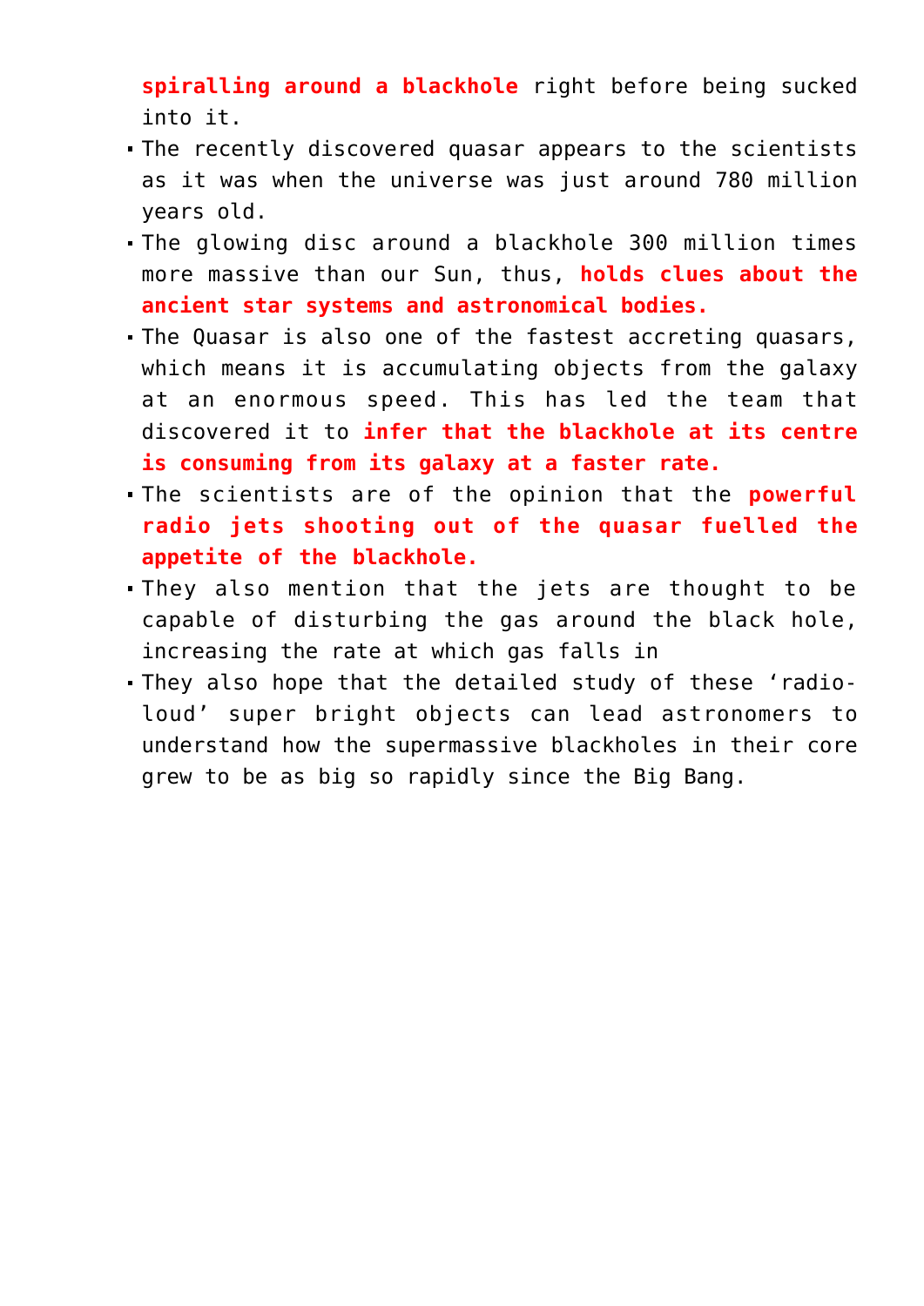**spiralling around a blackhole** right before being sucked into it.

- The recently discovered quasar appears to the scientists as it was when the universe was just around 780 million years old.
- The glowing disc around a blackhole 300 million times more massive than our Sun, thus, **holds clues about the ancient star systems and astronomical bodies.**
- The Quasar is also one of the fastest accreting quasars, which means it is accumulating objects from the galaxy at an enormous speed. This has led the team that discovered it to **infer that the blackhole at its centre is consuming from its galaxy at a faster rate.**
- The scientists are of the opinion that the **powerful radio jets shooting out of the quasar fuelled the appetite of the blackhole.**
- They also mention that the jets are thought to be capable of disturbing the gas around the black hole, increasing the rate at which gas falls in
- They also hope that the detailed study of these 'radio-loud' super bright objects can lead astronomers to understand how the supermassive blackholes in their core grew to be as big so rapidly since the Big Bang.